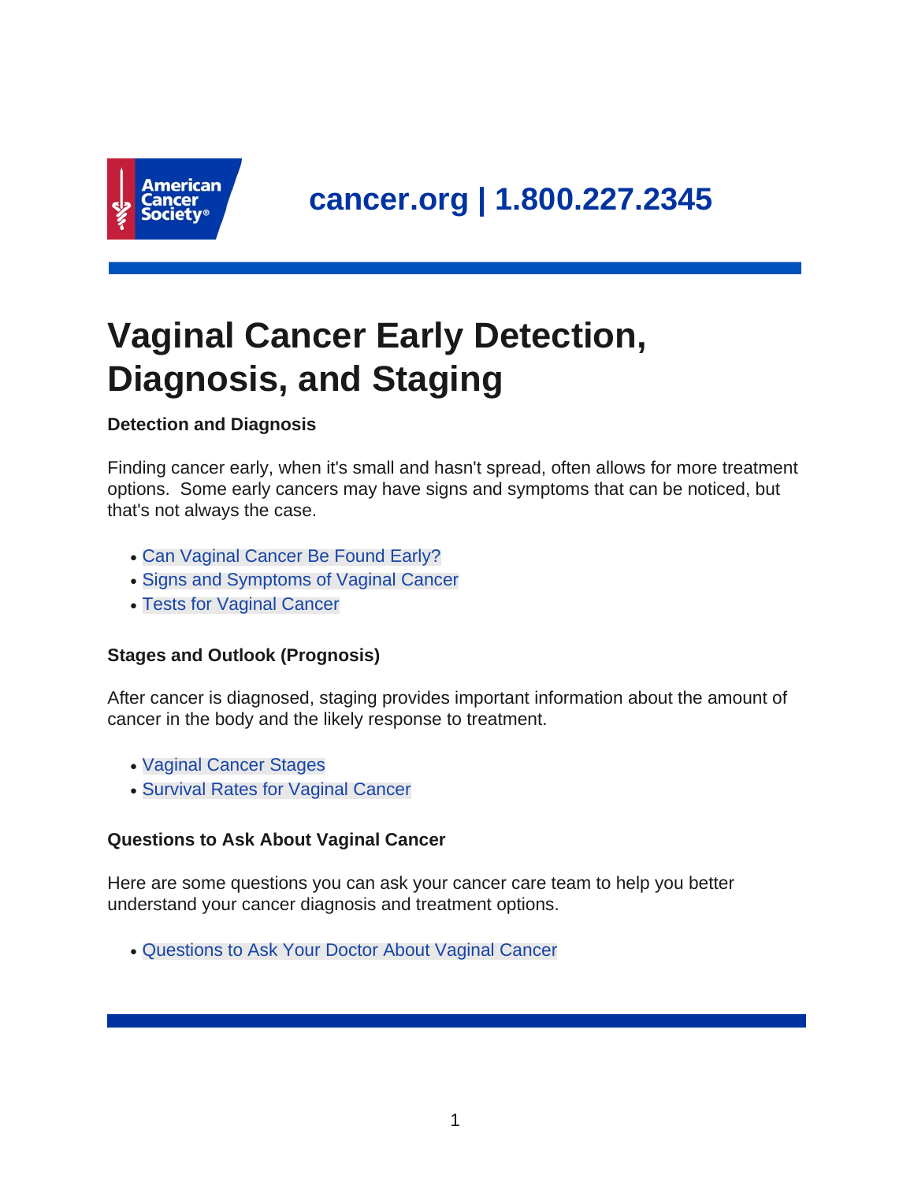cancer.org | 1.800.227.2345

# Vaginal Cancer Early Detection, Diagnosis, and Staging

**Detection and Diagnosis**

Finding cancer early, when it's small and hasn't spread, often allows for more treatment options. Some early cancers may have signs and symptoms that can be noticed, but that's not always the case.

- Can Vaginal Cancer Be Found Early?
- Signs and Symptoms of Vaginal Cancer
- Tests for Vaginal Cancer

**Stages and Outlook (Prognosis)**

After cancer is diagnosed, staging provides important information about the amount of cancer in the body and the likely response to treatment.

- Vaginal Cancer Stages
- Survival Rates for Vaginal Cancer

**Questions to Ask About Vaginal Cancer**

Here are some questions you can ask your cancer care team to help you better understand your cancer diagnosis and treatment options.

- Questions to Ask Your Doctor About Vaginal Cancer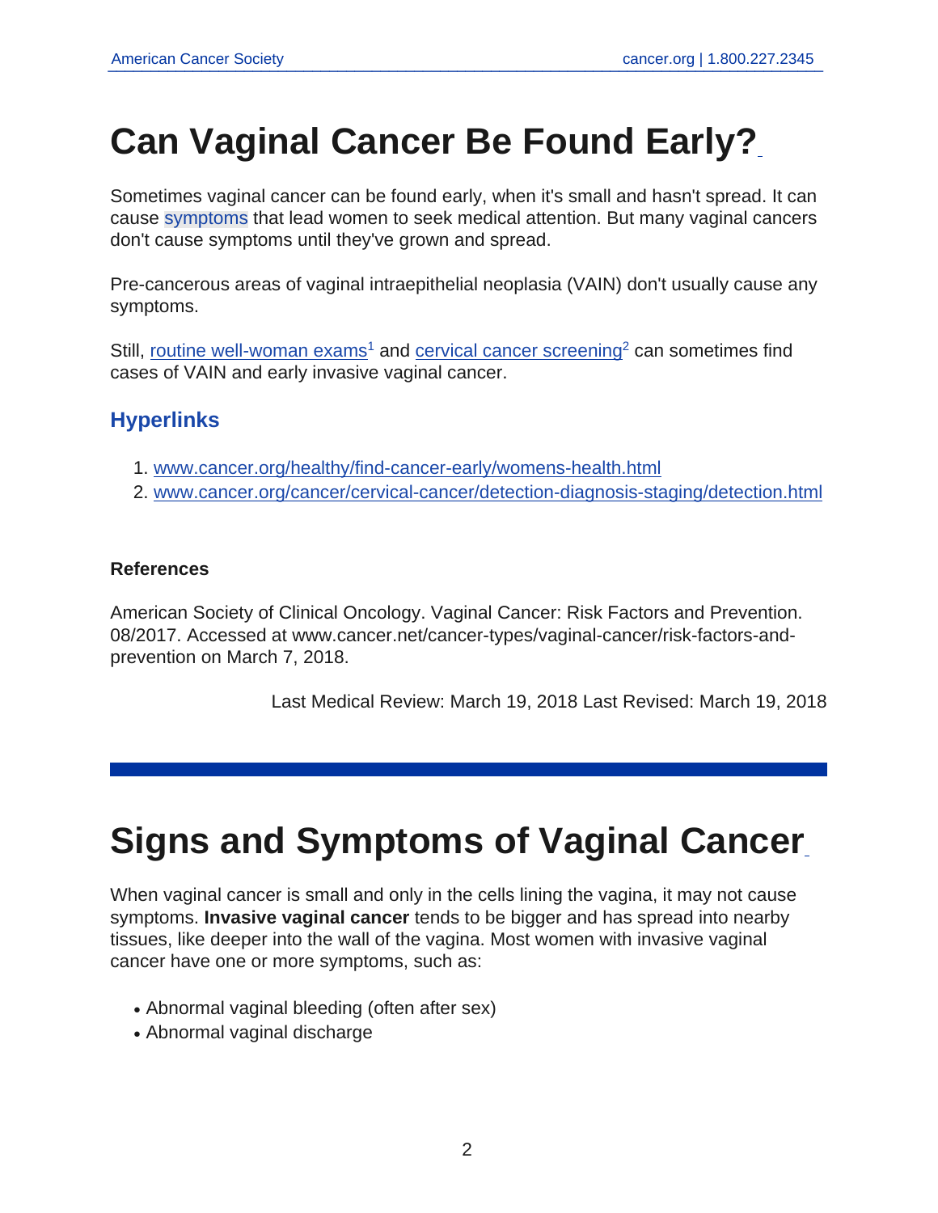# Can Vaginal Cancer Be Found Early?

Sometimes vaginal cancer can be found early, when it's small and hasn't spread. It can cause symptoms that lead women to seek medical attention. But many vaginal cancers don't cause symptoms until they've grown and spread.

Pre-cancerous areas of vaginal intraepithelial neoplasia (VAIN) don't usually cause any symptoms.

Still, routine well-woman exams[1] and cervical cancer screening[2] can sometimes find cases of VAIN and early invasive vaginal cancer.

## Hyperlinks

1. www.cancer.org/healthy/find-cancer-early/womens-health.html
2. www.cancer.org/cancer/cervical-cancer/detection-diagnosis-staging/detection.html

### References

American Society of Clinical Oncology. Vaginal Cancer: Risk Factors and Prevention. 08/2017. Accessed at www.cancer.net/cancer-types/vaginal-cancer/risk-factors-and-prevention on March 7, 2018.

Last Medical Review: March 19, 2018 Last Revised: March 19, 2018

# Signs and Symptoms of Vaginal Cancer

When vaginal cancer is small and only in the cells lining the vagina, it may not cause symptoms. **Invasive vaginal cancer** tends to be bigger and has spread into nearby tissues, like deeper into the wall of the vagina. Most women with invasive vaginal cancer have one or more symptoms, such as:

- Abnormal vaginal bleeding (often after sex)
- Abnormal vaginal discharge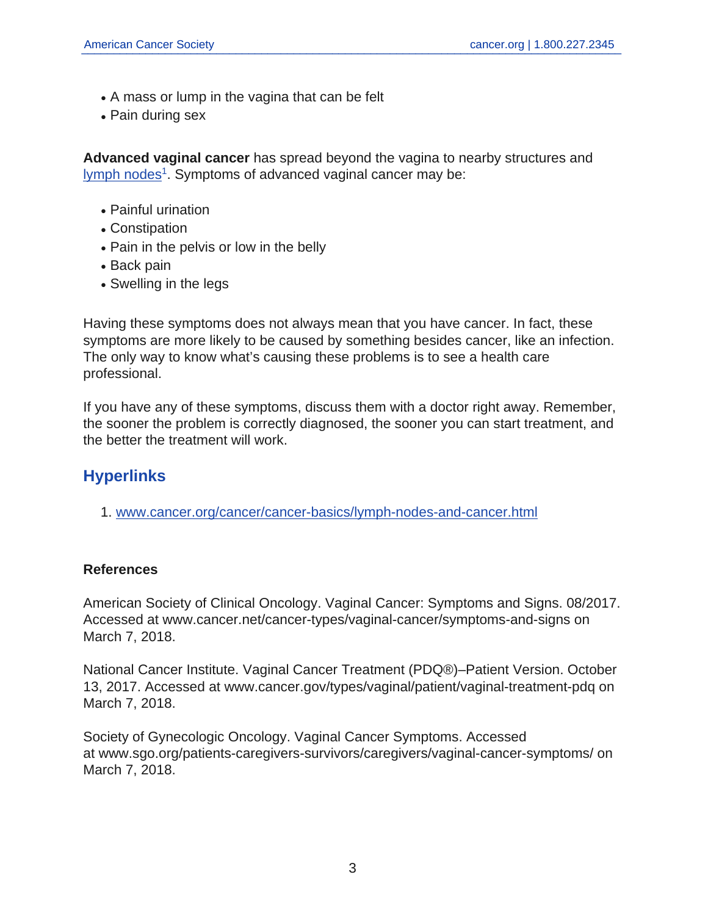- A mass or lump in the vagina that can be felt
- Pain during sex

**Advanced vaginal cancer** has spread beyond the vagina to nearby structures and lymph nodes[1]. Symptoms of advanced vaginal cancer may be:

- Painful urination
- Constipation
- Pain in the pelvis or low in the belly
- Back pain
- Swelling in the legs

Having these symptoms does not always mean that you have cancer. In fact, these symptoms are more likely to be caused by something besides cancer, like an infection. The only way to know what's causing these problems is to see a health care professional.

If you have any of these symptoms, discuss them with a doctor right away. Remember, the sooner the problem is correctly diagnosed, the sooner you can start treatment, and the better the treatment will work.

## Hyperlinks

1. www.cancer.org/cancer/cancer-basics/lymph-nodes-and-cancer.html

### References

American Society of Clinical Oncology. Vaginal Cancer: Symptoms and Signs. 08/2017. Accessed at www.cancer.net/cancer-types/vaginal-cancer/symptoms-and-signs on March 7, 2018.

National Cancer Institute. Vaginal Cancer Treatment (PDQ®)–Patient Version. October 13, 2017. Accessed at www.cancer.gov/types/vaginal/patient/vaginal-treatment-pdq on March 7, 2018.

Society of Gynecologic Oncology. Vaginal Cancer Symptoms. Accessed at www.sgo.org/patients-caregivers-survivors/caregivers/vaginal-cancer-symptoms/ on March 7, 2018.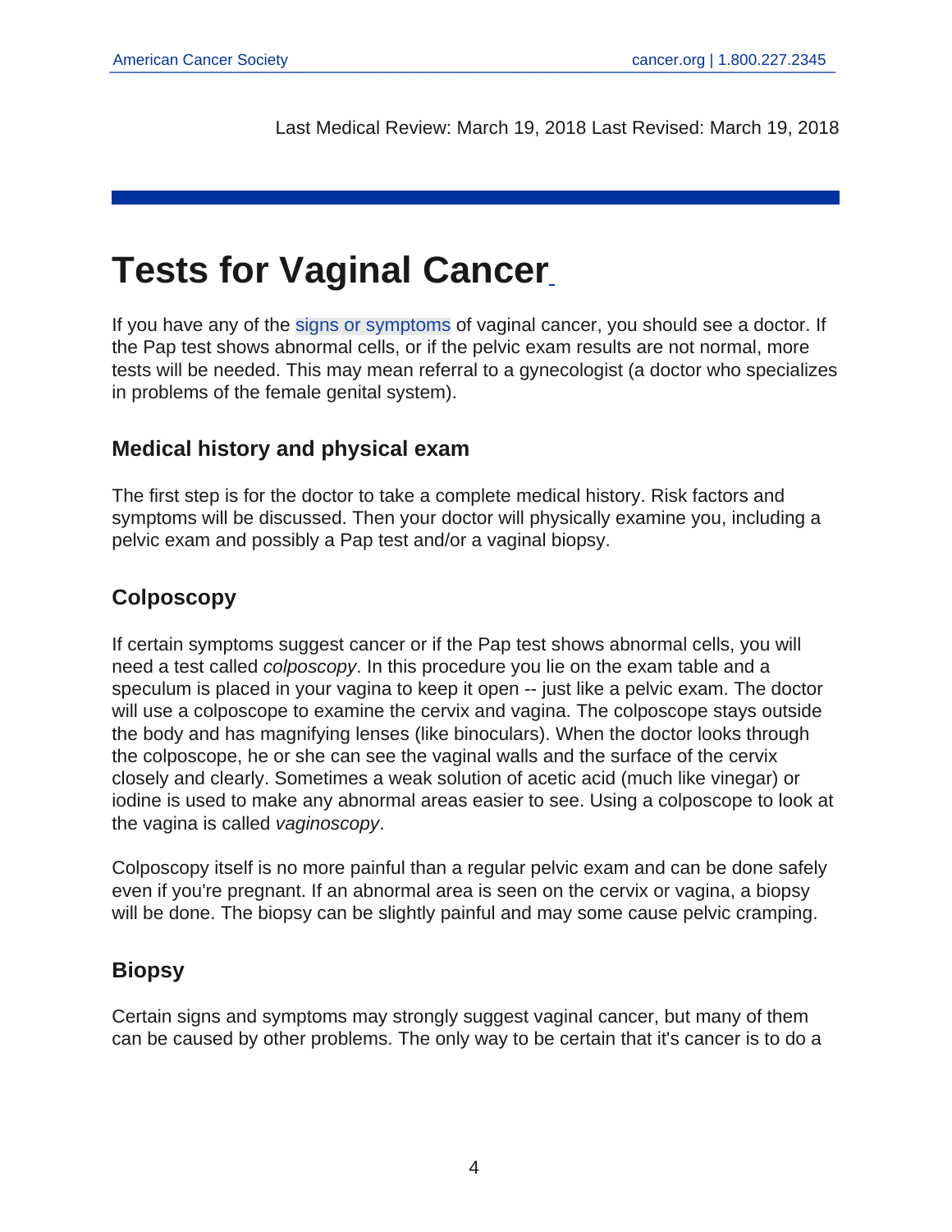Last Medical Review: March 19, 2018 Last Revised: March 19, 2018

# Tests for Vaginal Cancer

If you have any of the signs or symptoms of vaginal cancer, you should see a doctor. If the Pap test shows abnormal cells, or if the pelvic exam results are not normal, more tests will be needed. This may mean referral to a gynecologist (a doctor who specializes in problems of the female genital system).

## Medical history and physical exam

The first step is for the doctor to take a complete medical history. Risk factors and symptoms will be discussed. Then your doctor will physically examine you, including a pelvic exam and possibly a Pap test and/or a vaginal biopsy.

## Colposcopy

If certain symptoms suggest cancer or if the Pap test shows abnormal cells, you will need a test called *colposcopy*. In this procedure you lie on the exam table and a speculum is placed in your vagina to keep it open -- just like a pelvic exam. The doctor will use a colposcope to examine the cervix and vagina. The colposcope stays outside the body and has magnifying lenses (like binoculars). When the doctor looks through the colposcope, he or she can see the vaginal walls and the surface of the cervix closely and clearly. Sometimes a weak solution of acetic acid (much like vinegar) or iodine is used to make any abnormal areas easier to see. Using a colposcope to look at the vagina is called *vaginoscopy*.

Colposcopy itself is no more painful than a regular pelvic exam and can be done safely even if you're pregnant. If an abnormal area is seen on the cervix or vagina, a biopsy will be done. The biopsy can be slightly painful and may some cause pelvic cramping.

## Biopsy

Certain signs and symptoms may strongly suggest vaginal cancer, but many of them can be caused by other problems. The only way to be certain that it's cancer is to do a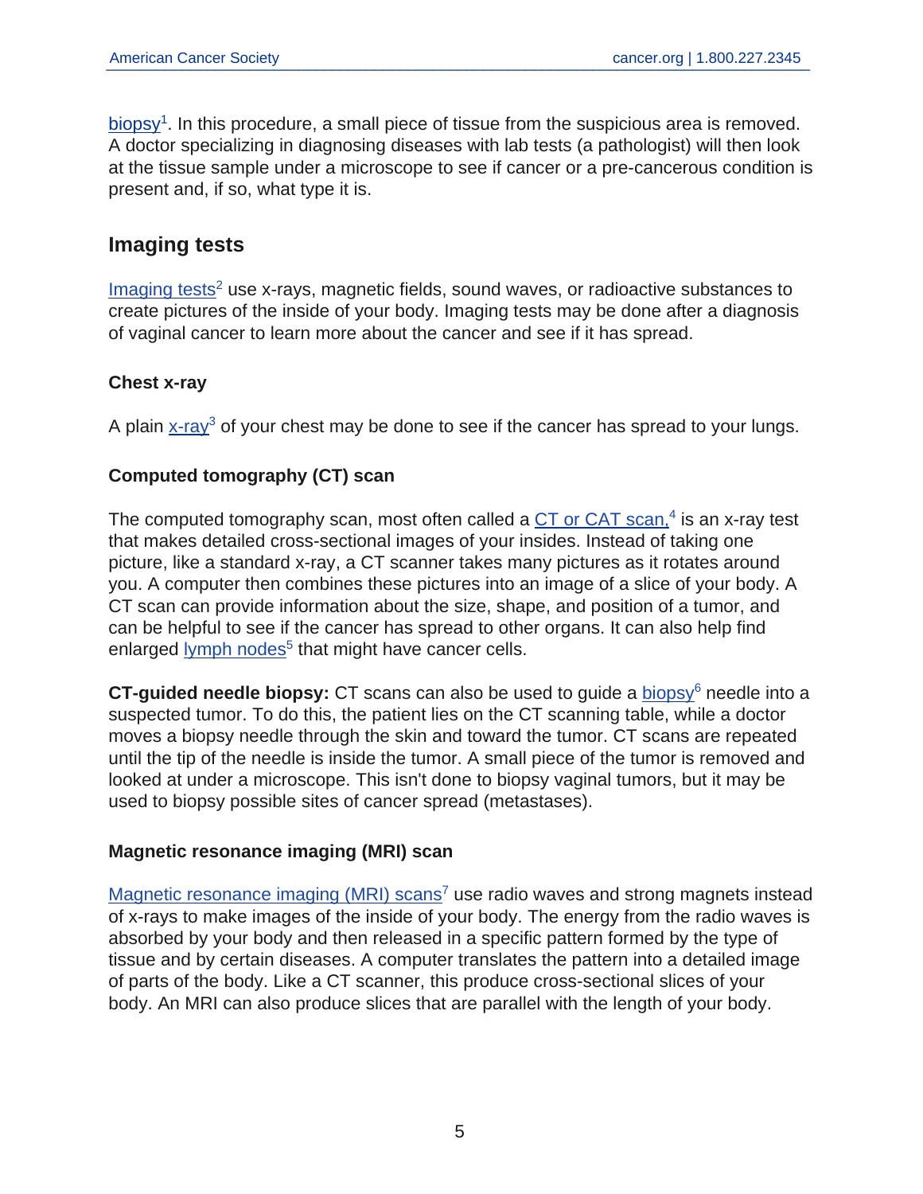biopsy[1]. In this procedure, a small piece of tissue from the suspicious area is removed. A doctor specializing in diagnosing diseases with lab tests (a pathologist) will then look at the tissue sample under a microscope to see if cancer or a pre-cancerous condition is present and, if so, what type it is.

## Imaging tests

Imaging tests[2] use x-rays, magnetic fields, sound waves, or radioactive substances to create pictures of the inside of your body. Imaging tests may be done after a diagnosis of vaginal cancer to learn more about the cancer and see if it has spread.

### Chest x-ray

A plain x-ray[3] of your chest may be done to see if the cancer has spread to your lungs.

### Computed tomography (CT) scan

The computed tomography scan, most often called a CT or CAT scan,[4] is an x-ray test that makes detailed cross-sectional images of your insides. Instead of taking one picture, like a standard x-ray, a CT scanner takes many pictures as it rotates around you. A computer then combines these pictures into an image of a slice of your body. A CT scan can provide information about the size, shape, and position of a tumor, and can be helpful to see if the cancer has spread to other organs. It can also help find enlarged lymph nodes[5] that might have cancer cells.

**CT-guided needle biopsy:** CT scans can also be used to guide a biopsy[6] needle into a suspected tumor. To do this, the patient lies on the CT scanning table, while a doctor moves a biopsy needle through the skin and toward the tumor. CT scans are repeated until the tip of the needle is inside the tumor. A small piece of the tumor is removed and looked at under a microscope. This isn't done to biopsy vaginal tumors, but it may be used to biopsy possible sites of cancer spread (metastases).

### Magnetic resonance imaging (MRI) scan

Magnetic resonance imaging (MRI) scans[7] use radio waves and strong magnets instead of x-rays to make images of the inside of your body. The energy from the radio waves is absorbed by your body and then released in a specific pattern formed by the type of tissue and by certain diseases. A computer translates the pattern into a detailed image of parts of the body. Like a CT scanner, this produce cross-sectional slices of your body. An MRI can also produce slices that are parallel with the length of your body.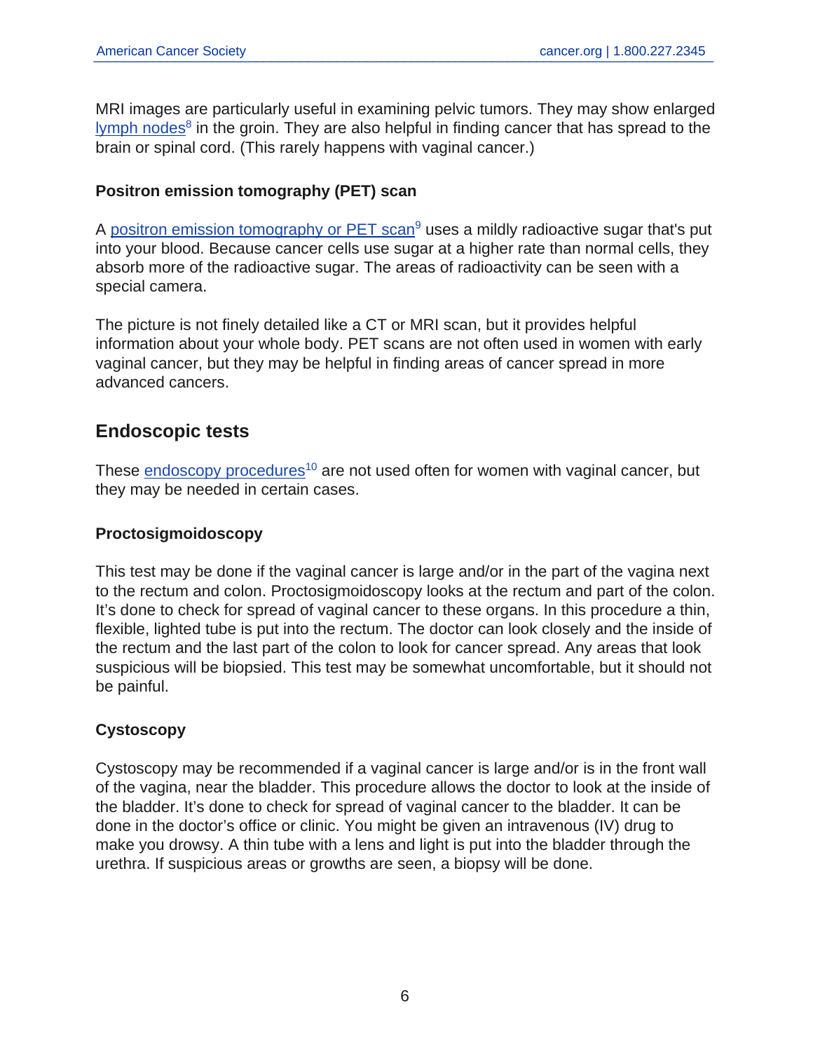MRI images are particularly useful in examining pelvic tumors. They may show enlarged lymph nodes[8] in the groin. They are also helpful in finding cancer that has spread to the brain or spinal cord. (This rarely happens with vaginal cancer.)

### Positron emission tomography (PET) scan

A positron emission tomography or PET scan[9] uses a mildly radioactive sugar that's put into your blood. Because cancer cells use sugar at a higher rate than normal cells, they absorb more of the radioactive sugar. The areas of radioactivity can be seen with a special camera.

The picture is not finely detailed like a CT or MRI scan, but it provides helpful information about your whole body. PET scans are not often used in women with early vaginal cancer, but they may be helpful in finding areas of cancer spread in more advanced cancers.

## Endoscopic tests

These endoscopy procedures[10] are not used often for women with vaginal cancer, but they may be needed in certain cases.

### Proctosigmoidoscopy

This test may be done if the vaginal cancer is large and/or in the part of the vagina next to the rectum and colon. Proctosigmoidoscopy looks at the rectum and part of the colon. It's done to check for spread of vaginal cancer to these organs. In this procedure a thin, flexible, lighted tube is put into the rectum. The doctor can look closely and the inside of the rectum and the last part of the colon to look for cancer spread. Any areas that look suspicious will be biopsied. This test may be somewhat uncomfortable, but it should not be painful.

### Cystoscopy

Cystoscopy may be recommended if a vaginal cancer is large and/or is in the front wall of the vagina, near the bladder. This procedure allows the doctor to look at the inside of the bladder. It's done to check for spread of vaginal cancer to the bladder. It can be done in the doctor's office or clinic. You might be given an intravenous (IV) drug to make you drowsy. A thin tube with a lens and light is put into the bladder through the urethra. If suspicious areas or growths are seen, a biopsy will be done.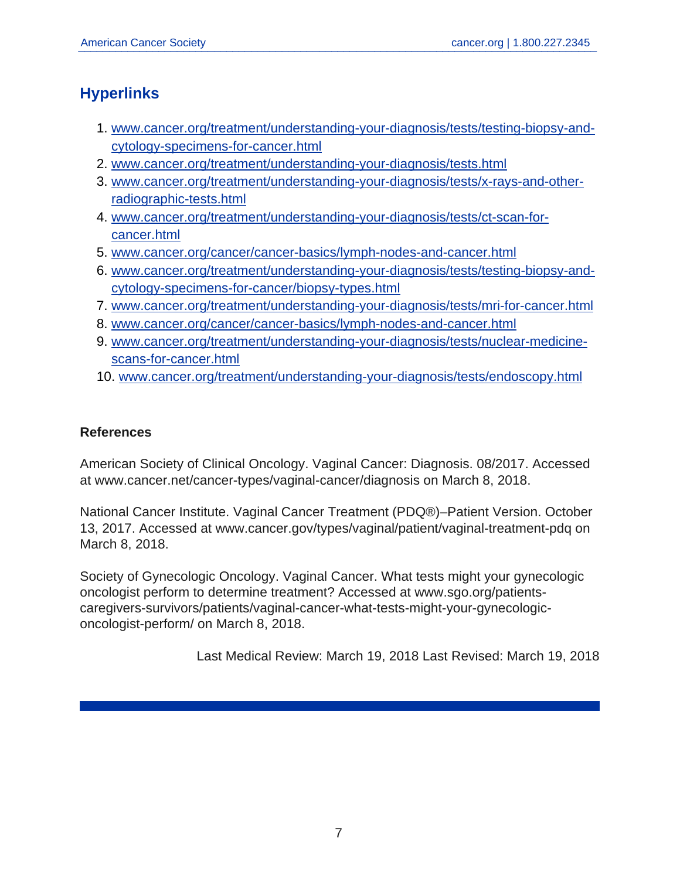## Hyperlinks

1. www.cancer.org/treatment/understanding-your-diagnosis/tests/testing-biopsy-and-cytology-specimens-for-cancer.html
2. www.cancer.org/treatment/understanding-your-diagnosis/tests.html
3. www.cancer.org/treatment/understanding-your-diagnosis/tests/x-rays-and-other-radiographic-tests.html
4. www.cancer.org/treatment/understanding-your-diagnosis/tests/ct-scan-for-cancer.html
5. www.cancer.org/cancer/cancer-basics/lymph-nodes-and-cancer.html
6. www.cancer.org/treatment/understanding-your-diagnosis/tests/testing-biopsy-and-cytology-specimens-for-cancer/biopsy-types.html
7. www.cancer.org/treatment/understanding-your-diagnosis/tests/mri-for-cancer.html
8. www.cancer.org/cancer/cancer-basics/lymph-nodes-and-cancer.html
9. www.cancer.org/treatment/understanding-your-diagnosis/tests/nuclear-medicine-scans-for-cancer.html
10. www.cancer.org/treatment/understanding-your-diagnosis/tests/endoscopy.html

**References**

American Society of Clinical Oncology. Vaginal Cancer: Diagnosis. 08/2017. Accessed at www.cancer.net/cancer-types/vaginal-cancer/diagnosis on March 8, 2018.

National Cancer Institute. Vaginal Cancer Treatment (PDQ®)–Patient Version. October 13, 2017. Accessed at www.cancer.gov/types/vaginal/patient/vaginal-treatment-pdq on March 8, 2018.

Society of Gynecologic Oncology. Vaginal Cancer. What tests might your gynecologic oncologist perform to determine treatment? Accessed at www.sgo.org/patients-caregivers-survivors/patients/vaginal-cancer-what-tests-might-your-gynecologic-oncologist-perform/ on March 8, 2018.

Last Medical Review: March 19, 2018 Last Revised: March 19, 2018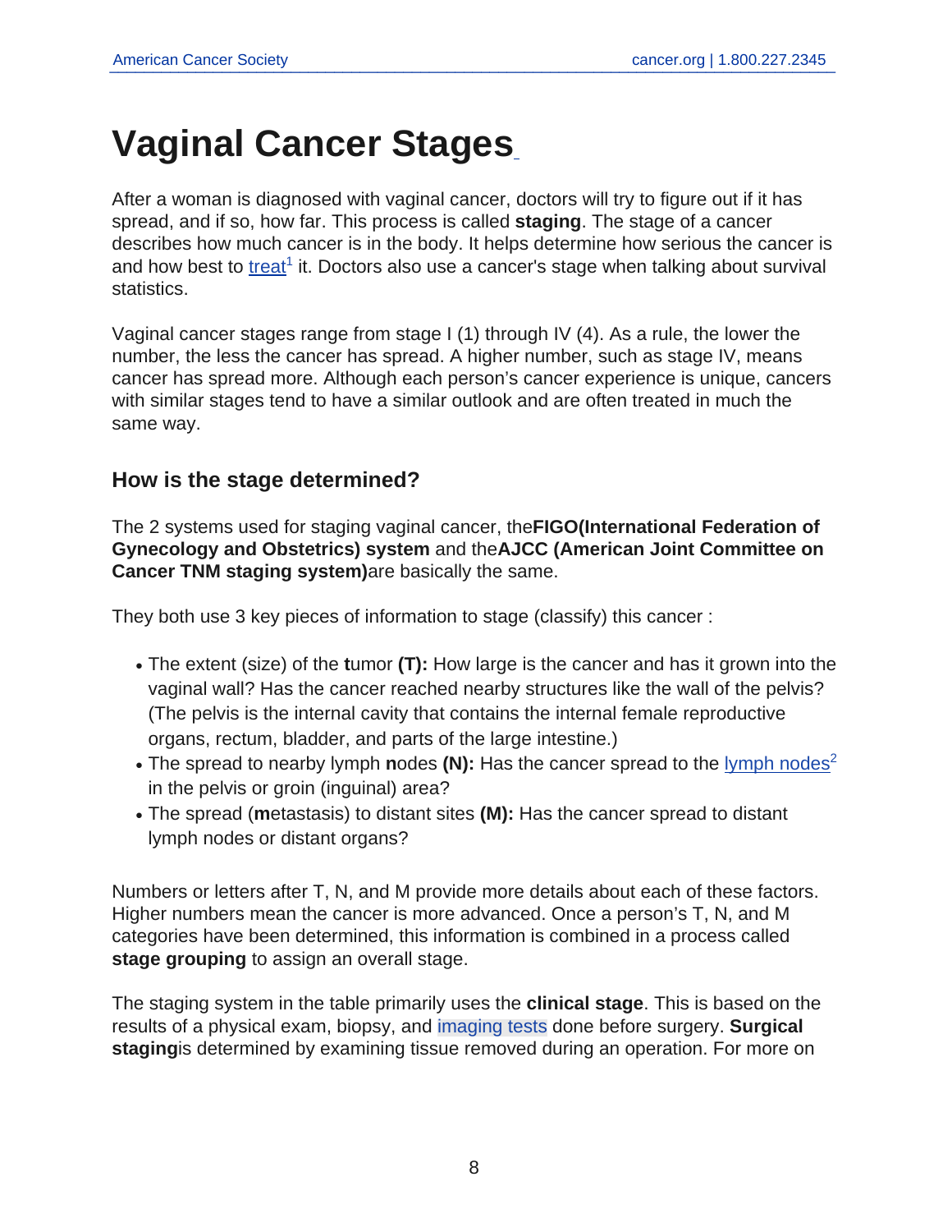# Vaginal Cancer Stages

After a woman is diagnosed with vaginal cancer, doctors will try to figure out if it has spread, and if so, how far. This process is called **staging**. The stage of a cancer describes how much cancer is in the body. It helps determine how serious the cancer is and how best to treat[1] it. Doctors also use a cancer's stage when talking about survival statistics.

Vaginal cancer stages range from stage I (1) through IV (4). As a rule, the lower the number, the less the cancer has spread. A higher number, such as stage IV, means cancer has spread more. Although each person's cancer experience is unique, cancers with similar stages tend to have a similar outlook and are often treated in much the same way.

## How is the stage determined?

The 2 systems used for staging vaginal cancer, the**FIGO(International Federation of Gynecology and Obstetrics) system** and the**AJCC (American Joint Committee on Cancer TNM staging system)**are basically the same.

They both use 3 key pieces of information to stage (classify) this cancer :

- The extent (size) of the **t**umor **(T):** How large is the cancer and has it grown into the vaginal wall? Has the cancer reached nearby structures like the wall of the pelvis? (The pelvis is the internal cavity that contains the internal female reproductive organs, rectum, bladder, and parts of the large intestine.)
- The spread to nearby lymph **n**odes **(N):** Has the cancer spread to the lymph nodes[2] in the pelvis or groin (inguinal) area?
- The spread (**m**etastasis) to distant sites **(M):** Has the cancer spread to distant lymph nodes or distant organs?

Numbers or letters after T, N, and M provide more details about each of these factors. Higher numbers mean the cancer is more advanced. Once a person's T, N, and M categories have been determined, this information is combined in a process called **stage grouping** to assign an overall stage.

The staging system in the table primarily uses the **clinical stage**. This is based on the results of a physical exam, biopsy, and imaging tests done before surgery. **Surgical staging**is determined by examining tissue removed during an operation. For more on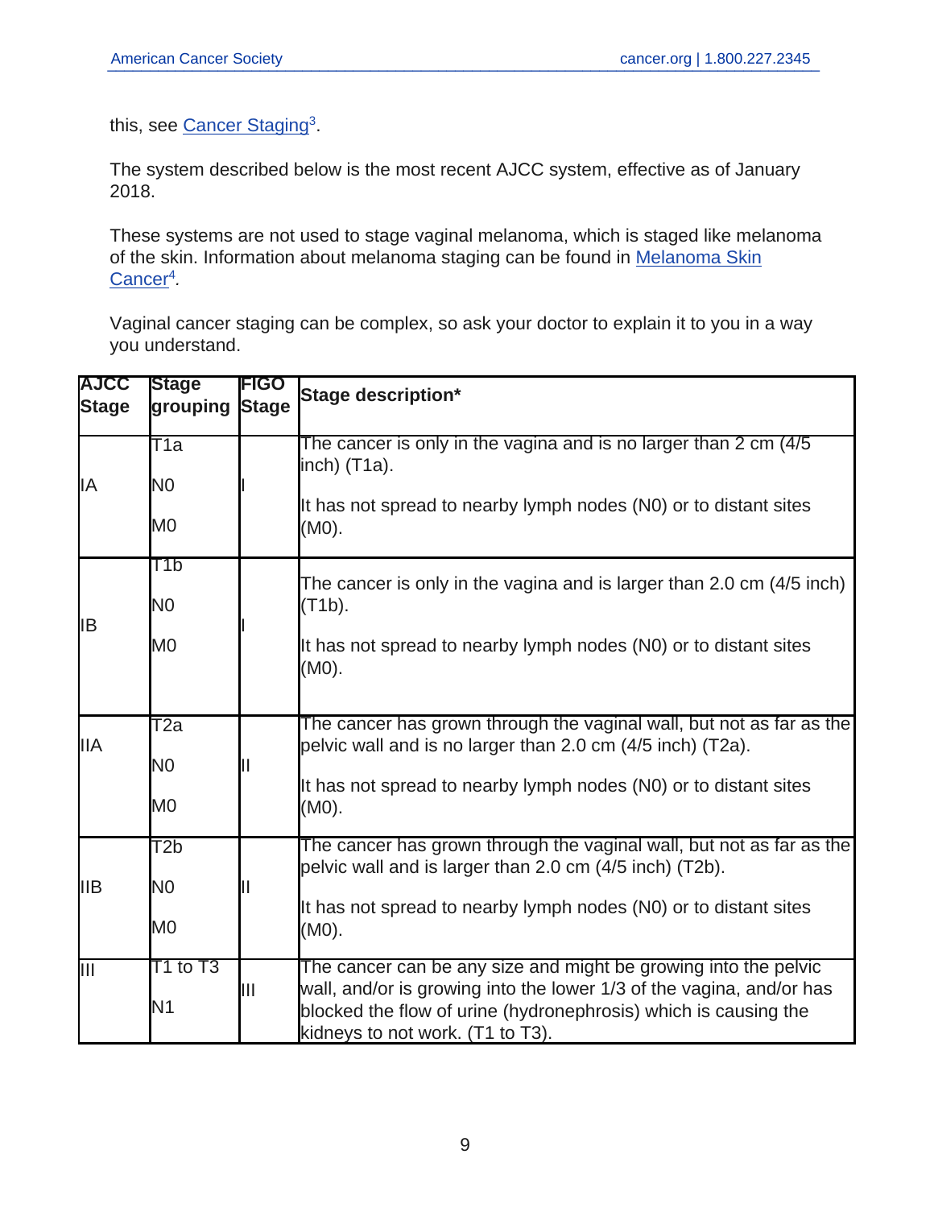this, see Cancer Staging[3].

The system described below is the most recent AJCC system, effective as of January 2018.

These systems are not used to stage vaginal melanoma, which is staged like melanoma of the skin. Information about melanoma staging can be found in Melanoma Skin Cancer[4].

Vaginal cancer staging can be complex, so ask your doctor to explain it to you in a way you understand.

| AJCC Stage | Stage grouping | FIGO Stage | Stage description* |
|---|---|---|---|
| IA | T1a<br>N0<br>M0 | I | The cancer is only in the vagina and is no larger than 2 cm (4/5 inch) (T1a).<br>It has not spread to nearby lymph nodes (N0) or to distant sites (M0). |
| IB | T1b<br>N0<br>M0 | I | The cancer is only in the vagina and is larger than 2.0 cm (4/5 inch) (T1b).<br>It has not spread to nearby lymph nodes (N0) or to distant sites (M0). |
| IIA | T2a<br>N0<br>M0 | II | The cancer has grown through the vaginal wall, but not as far as the pelvic wall and is no larger than 2.0 cm (4/5 inch) (T2a).<br>It has not spread to nearby lymph nodes (N0) or to distant sites (M0). |
| IIB | T2b<br>N0<br>M0 | II | The cancer has grown through the vaginal wall, but not as far as the pelvic wall and is larger than 2.0 cm (4/5 inch) (T2b).<br>It has not spread to nearby lymph nodes (N0) or to distant sites (M0). |
| III | T1 to T3<br>N1 | III | The cancer can be any size and might be growing into the pelvic wall, and/or is growing into the lower 1/3 of the vagina, and/or has blocked the flow of urine (hydronephrosis) which is causing the kidneys to not work. (T1 to T3). |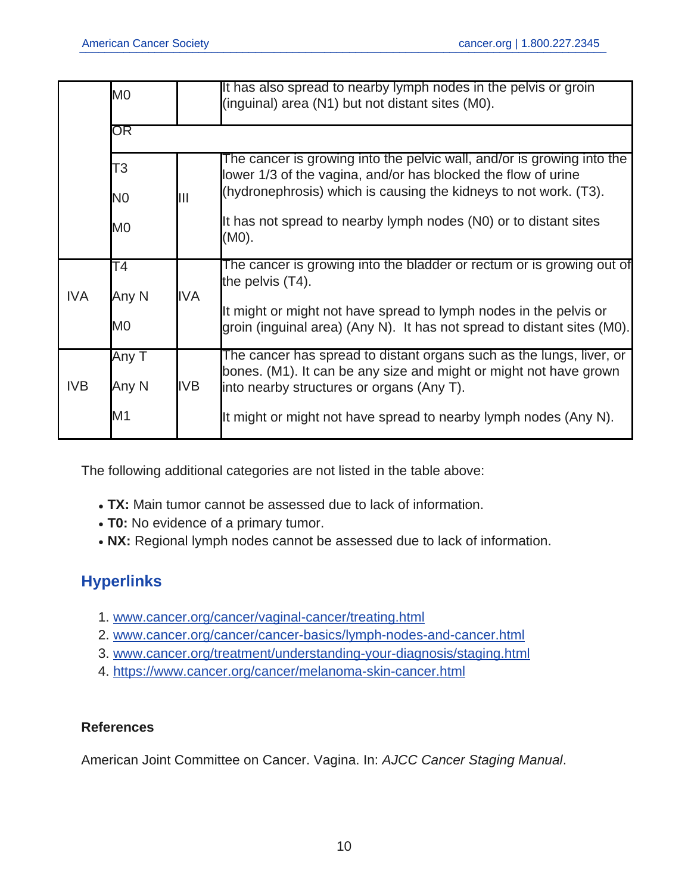| | | | |
|---|---|---|---|
| | M0 | | It has also spread to nearby lymph nodes in the pelvis or groin (inguinal) area (N1) but not distant sites (M0). |
| | OR | | |
| | T3 N0 M0 | III | The cancer is growing into the pelvic wall, and/or is growing into the lower 1/3 of the vagina, and/or has blocked the flow of urine (hydronephrosis) which is causing the kidneys to not work. (T3). It has not spread to nearby lymph nodes (N0) or to distant sites (M0). |
| IVA | T4 Any N M0 | IVA | The cancer is growing into the bladder or rectum or is growing out of the pelvis (T4). It might or might not have spread to lymph nodes in the pelvis or groin (inguinal area) (Any N). It has not spread to distant sites (M0). |
| IVB | Any T Any N M1 | IVB | The cancer has spread to distant organs such as the lungs, liver, or bones. (M1). It can be any size and might or might not have grown into nearby structures or organs (Any T). It might or might not have spread to nearby lymph nodes (Any N). |

The following additional categories are not listed in the table above:

- **TX:** Main tumor cannot be assessed due to lack of information.
- **T0:** No evidence of a primary tumor.
- **NX:** Regional lymph nodes cannot be assessed due to lack of information.

## Hyperlinks

1. www.cancer.org/cancer/vaginal-cancer/treating.html
2. www.cancer.org/cancer/cancer-basics/lymph-nodes-and-cancer.html
3. www.cancer.org/treatment/understanding-your-diagnosis/staging.html
4. https://www.cancer.org/cancer/melanoma-skin-cancer.html

### References

American Joint Committee on Cancer. Vagina. In: *AJCC Cancer Staging Manual*.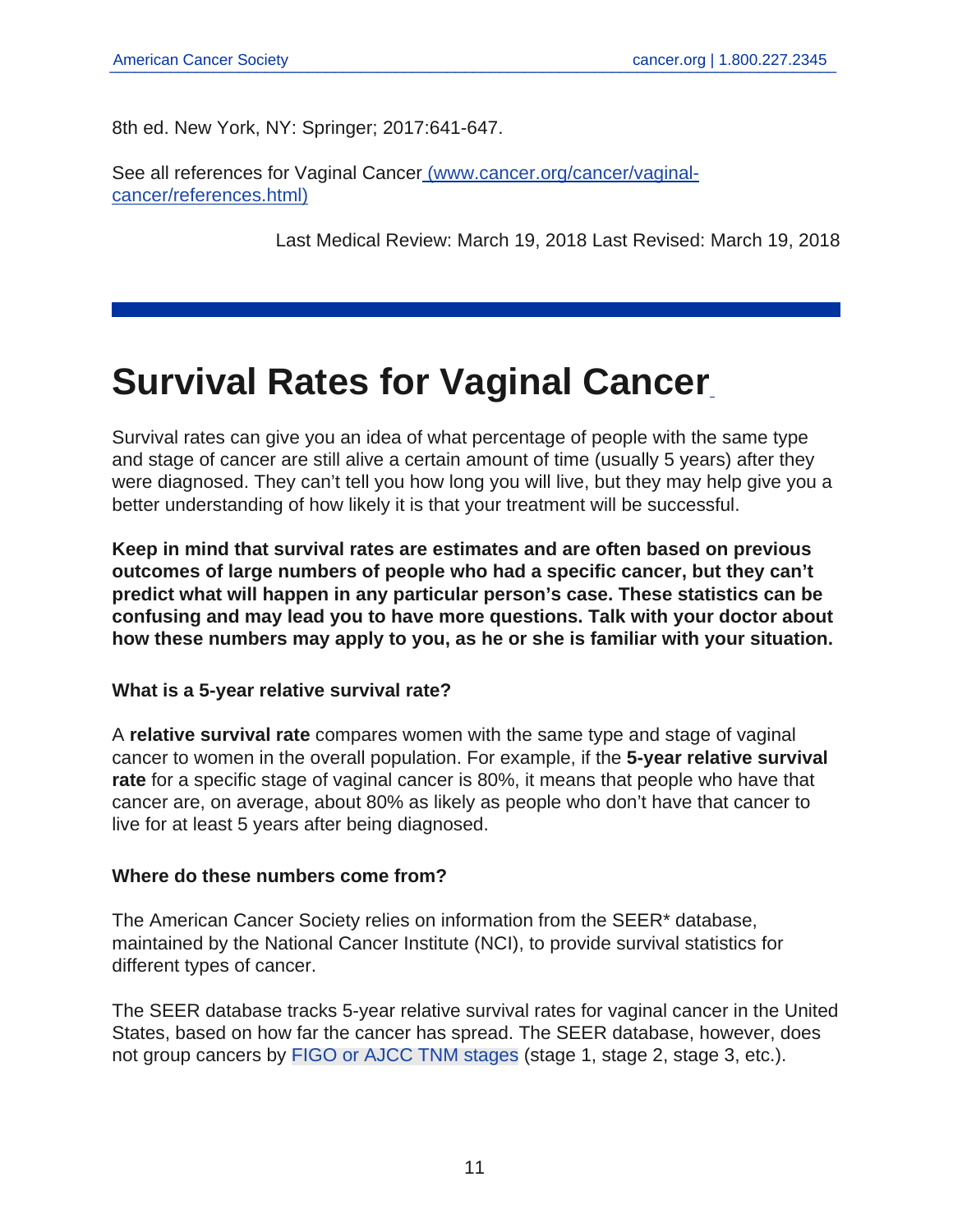8th ed. New York, NY: Springer; 2017:641-647.

See all references for Vaginal Cancer (www.cancer.org/cancer/vaginal-cancer/references.html)

Last Medical Review: March 19, 2018 Last Revised: March 19, 2018

# Survival Rates for Vaginal Cancer

Survival rates can give you an idea of what percentage of people with the same type and stage of cancer are still alive a certain amount of time (usually 5 years) after they were diagnosed. They can't tell you how long you will live, but they may help give you a better understanding of how likely it is that your treatment will be successful.

**Keep in mind that survival rates are estimates and are often based on previous outcomes of large numbers of people who had a specific cancer, but they can't predict what will happen in any particular person's case. These statistics can be confusing and may lead you to have more questions. Talk with your doctor about how these numbers may apply to you, as he or she is familiar with your situation.**

### What is a 5-year relative survival rate?

A **relative survival rate** compares women with the same type and stage of vaginal cancer to women in the overall population. For example, if the **5-year relative survival rate** for a specific stage of vaginal cancer is 80%, it means that people who have that cancer are, on average, about 80% as likely as people who don't have that cancer to live for at least 5 years after being diagnosed.

### Where do these numbers come from?

The American Cancer Society relies on information from the SEER* database, maintained by the National Cancer Institute (NCI), to provide survival statistics for different types of cancer.

The SEER database tracks 5-year relative survival rates for vaginal cancer in the United States, based on how far the cancer has spread. The SEER database, however, does not group cancers by FIGO or AJCC TNM stages (stage 1, stage 2, stage 3, etc.).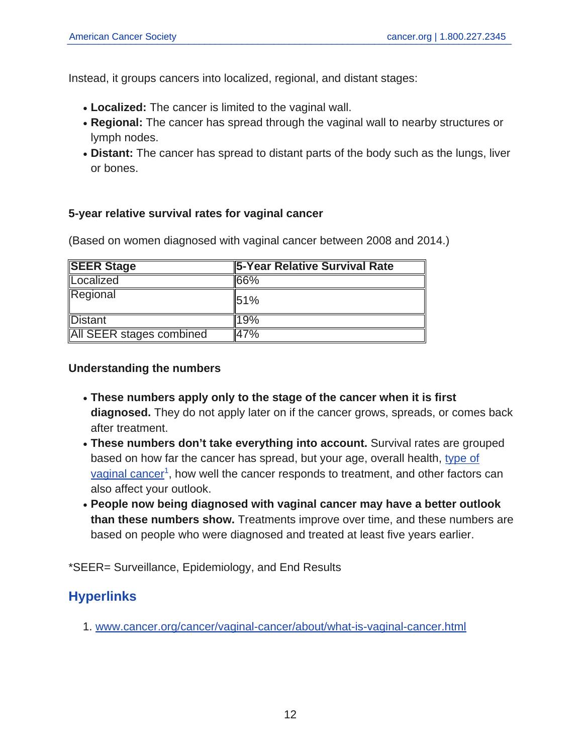Instead, it groups cancers into localized, regional, and distant stages:

- **Localized:** The cancer is limited to the vaginal wall.
- **Regional:** The cancer has spread through the vaginal wall to nearby structures or lymph nodes.
- **Distant:** The cancer has spread to distant parts of the body such as the lungs, liver or bones.

#### 5-year relative survival rates for vaginal cancer

(Based on women diagnosed with vaginal cancer between 2008 and 2014.)

| SEER Stage | 5-Year Relative Survival Rate |
|---|---|
| Localized | 66% |
| Regional | 51% |
| Distant | 19% |
| All SEER stages combined | 47% |

#### Understanding the numbers

- **These numbers apply only to the stage of the cancer when it is first diagnosed.** They do not apply later on if the cancer grows, spreads, or comes back after treatment.
- **These numbers don't take everything into account.** Survival rates are grouped based on how far the cancer has spread, but your age, overall health, type of vaginal cancer[1], how well the cancer responds to treatment, and other factors can also affect your outlook.
- **People now being diagnosed with vaginal cancer may have a better outlook than these numbers show.** Treatments improve over time, and these numbers are based on people who were diagnosed and treated at least five years earlier.

*SEER= Surveillance, Epidemiology, and End Results

## Hyperlinks

1. www.cancer.org/cancer/vaginal-cancer/about/what-is-vaginal-cancer.html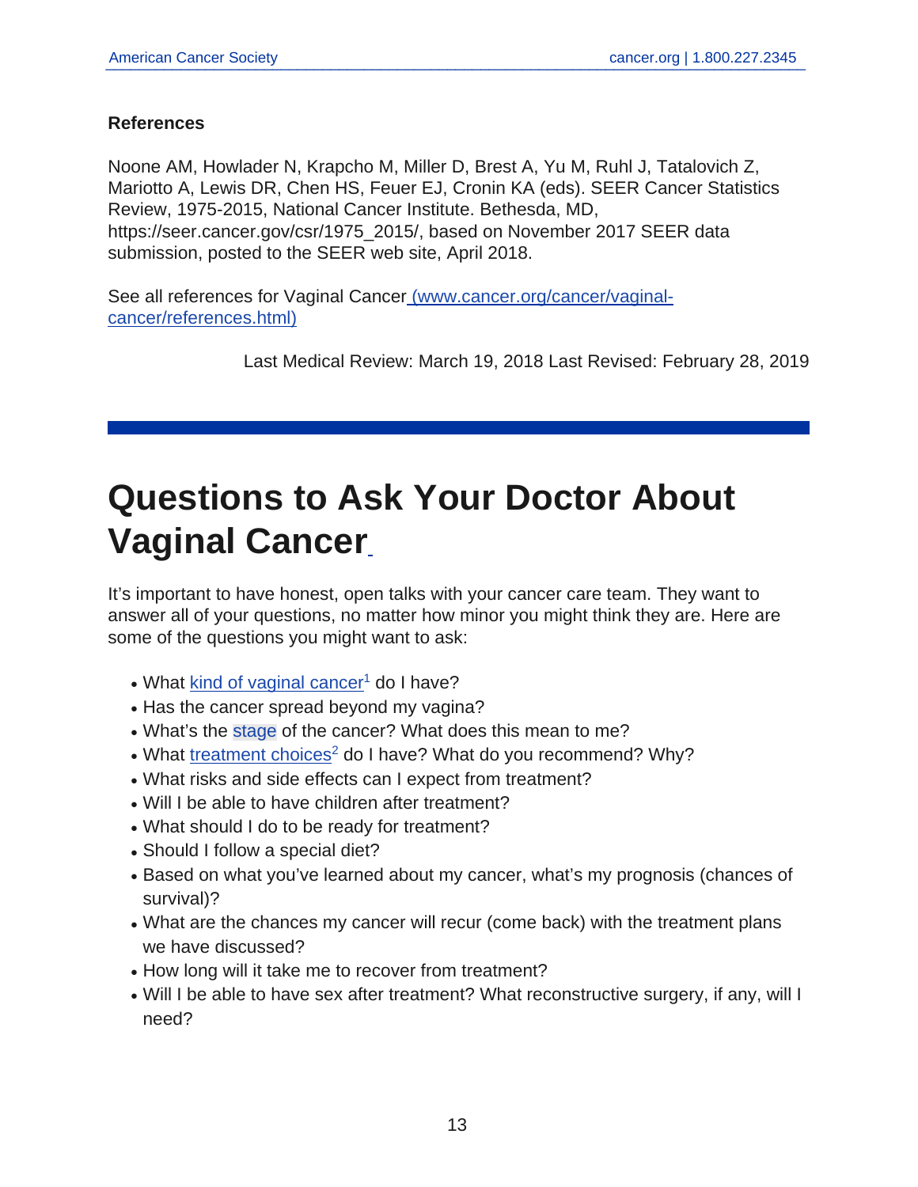**References**

Noone AM, Howlader N, Krapcho M, Miller D, Brest A, Yu M, Ruhl J, Tatalovich Z, Mariotto A, Lewis DR, Chen HS, Feuer EJ, Cronin KA (eds). SEER Cancer Statistics Review, 1975-2015, National Cancer Institute. Bethesda, MD, https://seer.cancer.gov/csr/1975_2015/, based on November 2017 SEER data submission, posted to the SEER web site, April 2018.

See all references for Vaginal Cancer (www.cancer.org/cancer/vaginal-cancer/references.html)

Last Medical Review: March 19, 2018 Last Revised: February 28, 2019

# Questions to Ask Your Doctor About Vaginal Cancer

It's important to have honest, open talks with your cancer care team. They want to answer all of your questions, no matter how minor you might think they are. Here are some of the questions you might want to ask:

- What kind of vaginal cancer[1] do I have?
- Has the cancer spread beyond my vagina?
- What's the stage of the cancer? What does this mean to me?
- What treatment choices[2] do I have? What do you recommend? Why?
- What risks and side effects can I expect from treatment?
- Will I be able to have children after treatment?
- What should I do to be ready for treatment?
- Should I follow a special diet?
- Based on what you've learned about my cancer, what's my prognosis (chances of survival)?
- What are the chances my cancer will recur (come back) with the treatment plans we have discussed?
- How long will it take me to recover from treatment?
- Will I be able to have sex after treatment? What reconstructive surgery, if any, will I need?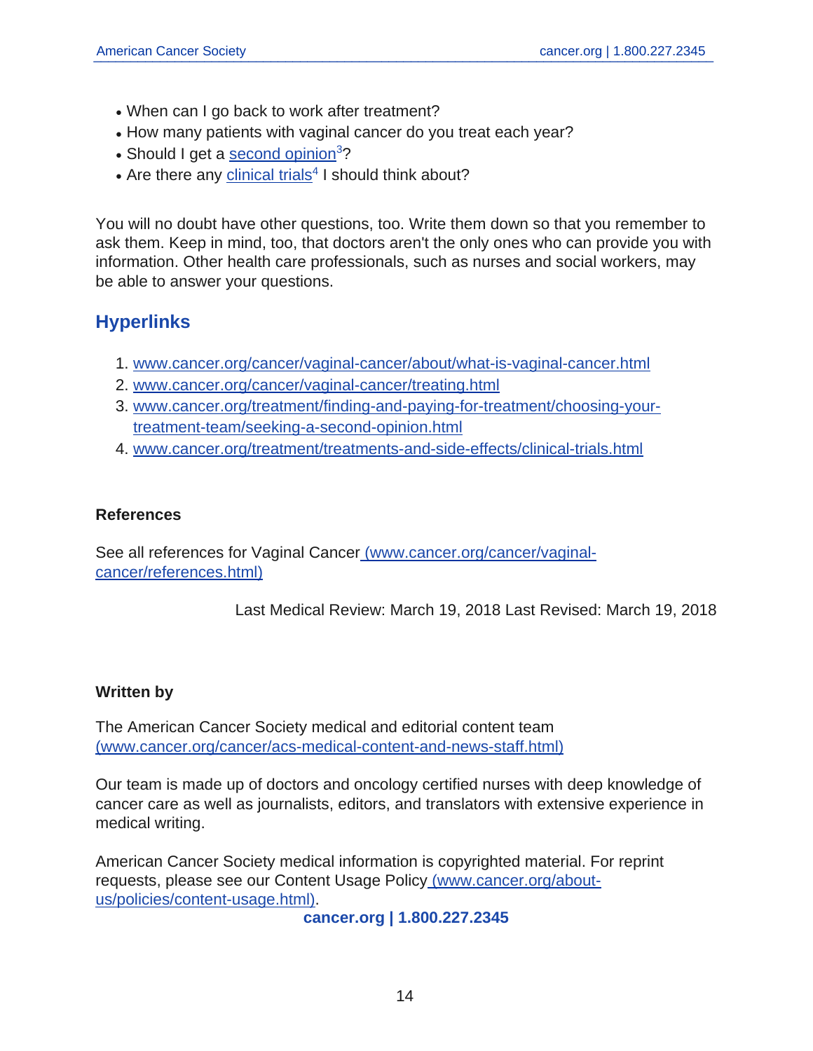- When can I go back to work after treatment?
- How many patients with vaginal cancer do you treat each year?
- Should I get a second opinion[3]?
- Are there any clinical trials[4] I should think about?

You will no doubt have other questions, too. Write them down so that you remember to ask them. Keep in mind, too, that doctors aren't the only ones who can provide you with information. Other health care professionals, such as nurses and social workers, may be able to answer your questions.

## Hyperlinks

1. www.cancer.org/cancer/vaginal-cancer/about/what-is-vaginal-cancer.html
2. www.cancer.org/cancer/vaginal-cancer/treating.html
3. www.cancer.org/treatment/finding-and-paying-for-treatment/choosing-your-treatment-team/seeking-a-second-opinion.html
4. www.cancer.org/treatment/treatments-and-side-effects/clinical-trials.html

**References**

See all references for Vaginal Cancer (www.cancer.org/cancer/vaginal-cancer/references.html)

Last Medical Review: March 19, 2018 Last Revised: March 19, 2018

**Written by**

The American Cancer Society medical and editorial content team (www.cancer.org/cancer/acs-medical-content-and-news-staff.html)

Our team is made up of doctors and oncology certified nurses with deep knowledge of cancer care as well as journalists, editors, and translators with extensive experience in medical writing.

American Cancer Society medical information is copyrighted material. For reprint requests, please see our Content Usage Policy (www.cancer.org/about-us/policies/content-usage.html).

**cancer.org | 1.800.227.2345**